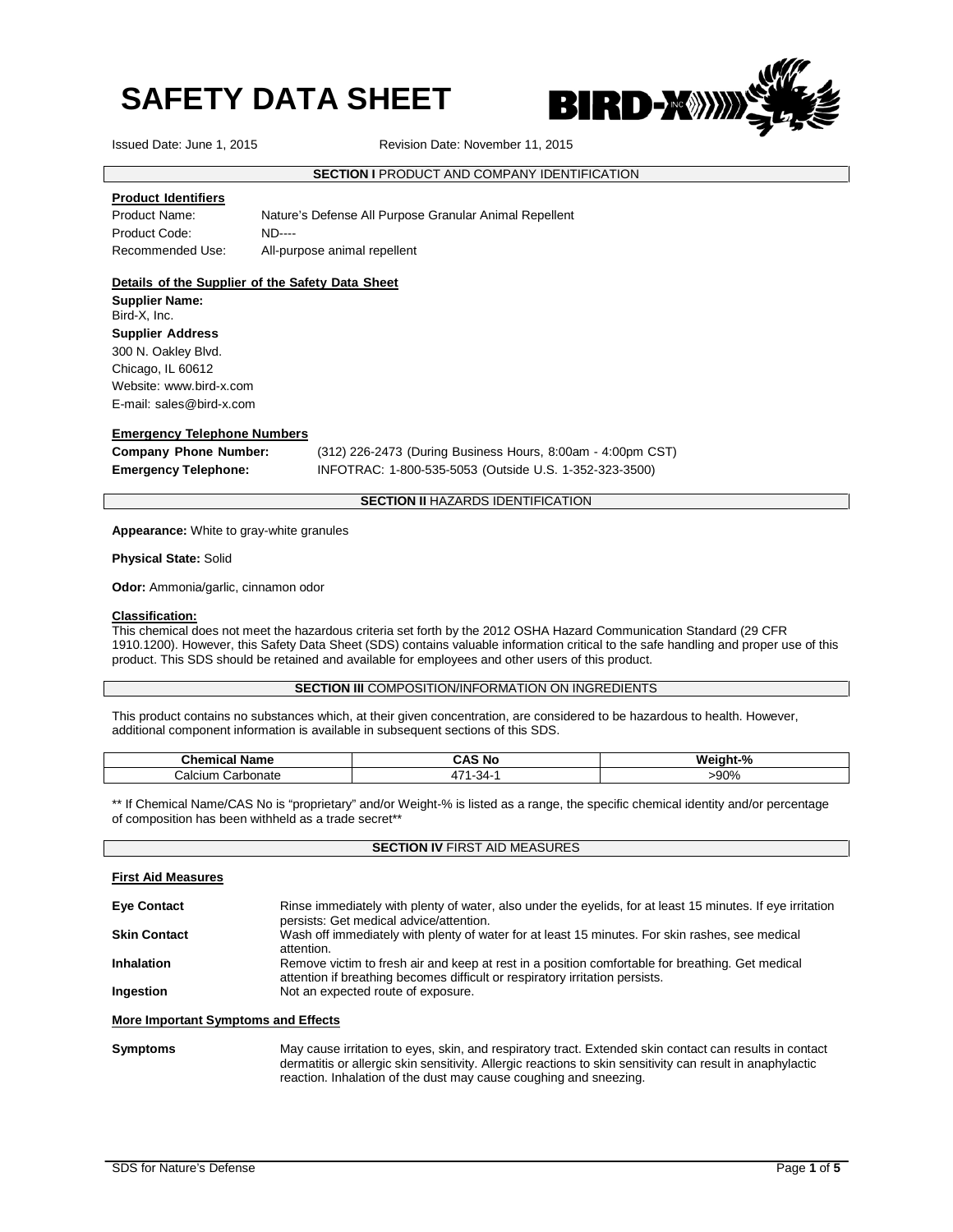# SAFETY DATA SHEET

Issued Date: June 1, 2015 Revision Date: November 11, 2015

## SECTION I PRODUCT AND COMPANY IDENTIFICATION

### Product Identifiers

Product Name: Nature's Defense All Purpose Granular Animal Repellent

Product Code: ND----

Recommended Use: All-purpose animal repellent

### Details of the Supplier of the Safety Data Sheet

**Supplier Name:**
Bird-X, Inc.

**Supplier Address**
300 N. Oakley Blvd.
Chicago, IL 60612
Website: www.bird-x.com
E-mail: sales@bird-x.com

### Emergency Telephone Numbers

**Company Phone Number:** (312) 226-2473 (During Business Hours, 8:00am - 4:00pm CST)

**Emergency Telephone:** INFOTRAC: 1-800-535-5053 (Outside U.S. 1-352-323-3500)

## SECTION II HAZARDS IDENTIFICATION

**Appearance:** White to gray-white granules

**Physical State:** Solid

**Odor:** Ammonia/garlic, cinnamon odor

**Classification:**
This chemical does not meet the hazardous criteria set forth by the 2012 OSHA Hazard Communication Standard (29 CFR 1910.1200). However, this Safety Data Sheet (SDS) contains valuable information critical to the safe handling and proper use of this product. This SDS should be retained and available for employees and other users of this product.

## SECTION III COMPOSITION/INFORMATION ON INGREDIENTS

This product contains no substances which, at their given concentration, are considered to be hazardous to health. However, additional component information is available in subsequent sections of this SDS.

| Chemical Name | CAS No | Weight-% |
|---|---|---|
| Calcium Carbonate | 471-34-1 | >90% |

** If Chemical Name/CAS No is "proprietary" and/or Weight-% is listed as a range, the specific chemical identity and/or percentage of composition has been withheld as a trade secret**

## SECTION IV FIRST AID MEASURES

### First Aid Measures

**Eye Contact** Rinse immediately with plenty of water, also under the eyelids, for at least 15 minutes. If eye irritation persists: Get medical advice/attention.

**Skin Contact** Wash off immediately with plenty of water for at least 15 minutes. For skin rashes, see medical attention.

**Inhalation** Remove victim to fresh air and keep at rest in a position comfortable for breathing. Get medical attention if breathing becomes difficult or respiratory irritation persists.

**Ingestion** Not an expected route of exposure.

### More Important Symptoms and Effects

**Symptoms** May cause irritation to eyes, skin, and respiratory tract. Extended skin contact can results in contact dermatitis or allergic skin sensitivity. Allergic reactions to skin sensitivity can result in anaphylactic reaction. Inhalation of the dust may cause coughing and sneezing.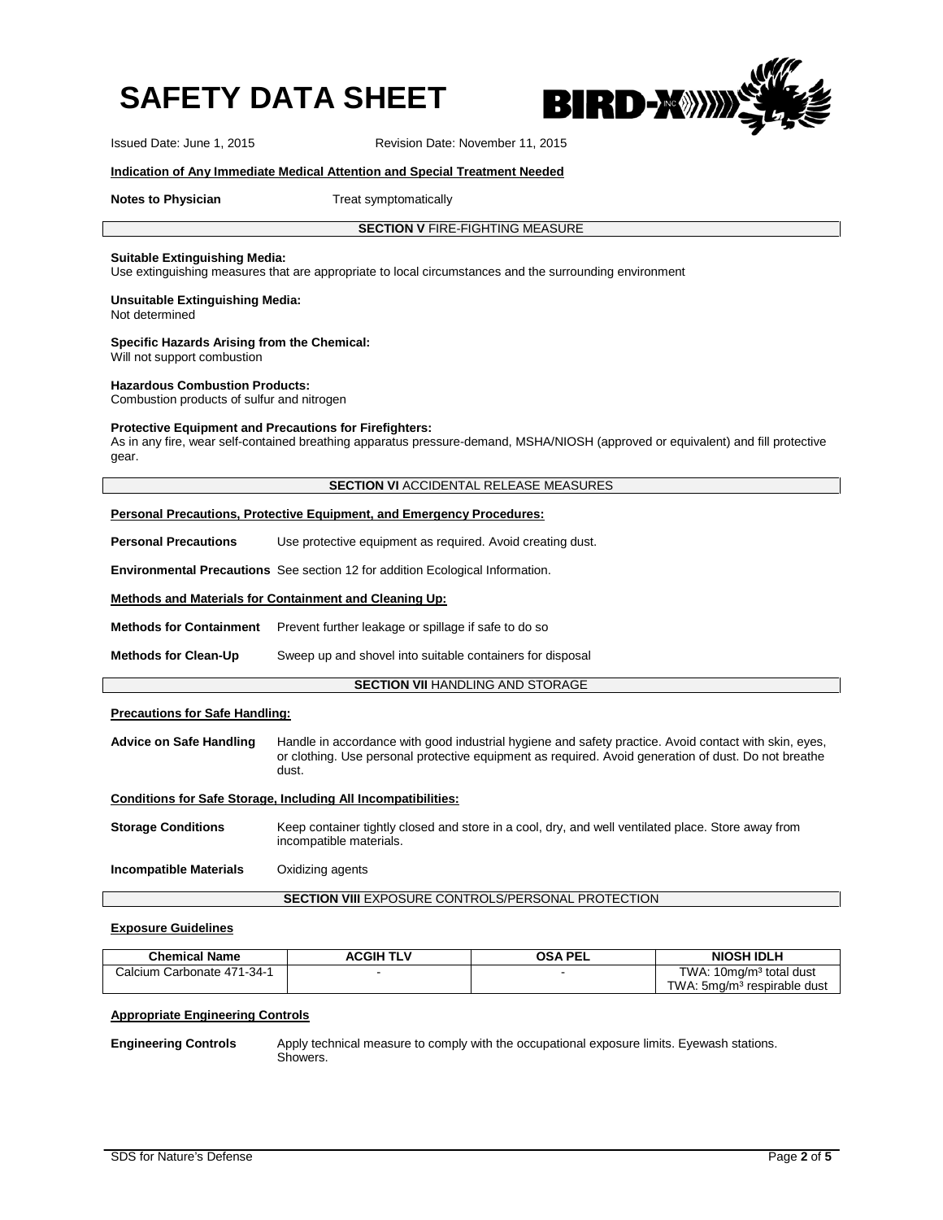# SAFETY DATA SHEET

Issued Date: June 1, 2015 Revision Date: November 11, 2015

**Indication of Any Immediate Medical Attention and Special Treatment Needed**

**Notes to Physician** Treat symptomatically

## SECTION V FIRE-FIGHTING MEASURE

**Suitable Extinguishing Media:**
Use extinguishing measures that are appropriate to local circumstances and the surrounding environment

**Unsuitable Extinguishing Media:**
Not determined

**Specific Hazards Arising from the Chemical:**
Will not support combustion

**Hazardous Combustion Products:**
Combustion products of sulfur and nitrogen

**Protective Equipment and Precautions for Firefighters:**
As in any fire, wear self-contained breathing apparatus pressure-demand, MSHA/NIOSH (approved or equivalent) and fill protective gear.

## SECTION VI ACCIDENTAL RELEASE MEASURES

**Personal Precautions, Protective Equipment, and Emergency Procedures:**

**Personal Precautions** Use protective equipment as required. Avoid creating dust.

**Environmental Precautions** See section 12 for addition Ecological Information.

**Methods and Materials for Containment and Cleaning Up:**

**Methods for Containment** Prevent further leakage or spillage if safe to do so

**Methods for Clean-Up** Sweep up and shovel into suitable containers for disposal

## SECTION VII HANDLING AND STORAGE

**Precautions for Safe Handling:**

**Advice on Safe Handling** Handle in accordance with good industrial hygiene and safety practice. Avoid contact with skin, eyes, or clothing. Use personal protective equipment as required. Avoid generation of dust. Do not breathe dust.

**Conditions for Safe Storage, Including All Incompatibilities:**

**Storage Conditions** Keep container tightly closed and store in a cool, dry, and well ventilated place. Store away from incompatible materials.

**Incompatible Materials** Oxidizing agents

## SECTION VIII EXPOSURE CONTROLS/PERSONAL PROTECTION

**Exposure Guidelines**

| Chemical Name | ACGIH TLV | OSA PEL | NIOSH IDLH |
|---|---|---|---|
| Calcium Carbonate 471-34-1 | - | - | TWA: 10mg/m³ total dust<br>TWA: 5mg/m³ respirable dust |

**Appropriate Engineering Controls**

**Engineering Controls** Apply technical measure to comply with the occupational exposure limits. Eyewash stations. Showers.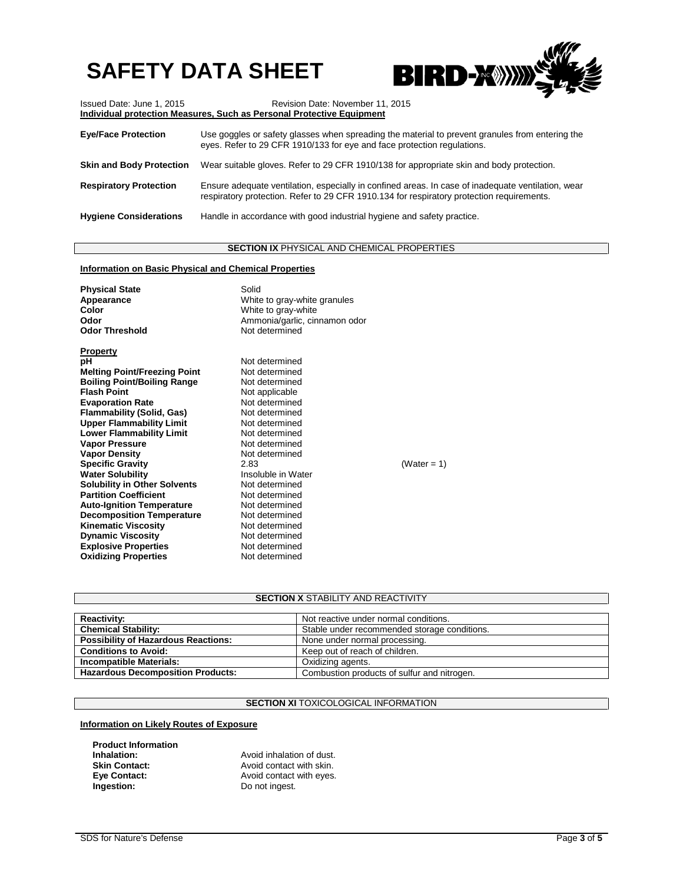**Individual protection Measures, Such as Personal Protective Equipment**

| | |
|---|---|
| **Eye/Face Protection** | Use goggles or safety glasses when spreading the material to prevent granules from entering the eyes. Refer to 29 CFR 1910/133 for eye and face protection regulations. |
| **Skin and Body Protection** | Wear suitable gloves. Refer to 29 CFR 1910/138 for appropriate skin and body protection. |
| **Respiratory Protection** | Ensure adequate ventilation, especially in confined areas. In case of inadequate ventilation, wear respiratory protection. Refer to 29 CFR 1910.134 for respiratory protection requirements. |
| **Hygiene Considerations** | Handle in accordance with good industrial hygiene and safety practice. |

## **SECTION IX** PHYSICAL AND CHEMICAL PROPERTIES

**Information on Basic Physical and Chemical Properties**

| | | |
|---|---|---|
| **Physical State** | Solid | |
| **Appearance** | White to gray-white granules | |
| **Color** | White to gray-white | |
| **Odor** | Ammonia/garlic, cinnamon odor | |
| **Odor Threshold** | Not determined | |

| **Property** | | |
|---|---|---|
| **pH** | Not determined | |
| **Melting Point/Freezing Point** | Not determined | |
| **Boiling Point/Boiling Range** | Not determined | |
| **Flash Point** | Not applicable | |
| **Evaporation Rate** | Not determined | |
| **Flammability (Solid, Gas)** | Not determined | |
| **Upper Flammability Limit** | Not determined | |
| **Lower Flammability Limit** | Not determined | |
| **Vapor Pressure** | Not determined | |
| **Vapor Density** | Not determined | |
| **Specific Gravity** | 2.83 | (Water = 1) |
| **Water Solubility** | Insoluble in Water | |
| **Solubility in Other Solvents** | Not determined | |
| **Partition Coefficient** | Not determined | |
| **Auto-Ignition Temperature** | Not determined | |
| **Decomposition Temperature** | Not determined | |
| **Kinematic Viscosity** | Not determined | |
| **Dynamic Viscosity** | Not determined | |
| **Explosive Properties** | Not determined | |
| **Oxidizing Properties** | Not determined | |

## **SECTION X** STABILITY AND REACTIVITY

| | |
|---|---|
| **Reactivity:** | Not reactive under normal conditions. |
| **Chemical Stability:** | Stable under recommended storage conditions. |
| **Possibility of Hazardous Reactions:** | None under normal processing. |
| **Conditions to Avoid:** | Keep out of reach of children. |
| **Incompatible Materials:** | Oxidizing agents. |
| **Hazardous Decomposition Products:** | Combustion products of sulfur and nitrogen. |

## **SECTION XI** TOXICOLOGICAL INFORMATION

**Information on Likely Routes of Exposure**

**Product Information**

| | |
|---|---|
| **Inhalation:** | Avoid inhalation of dust. |
| **Skin Contact:** | Avoid contact with skin. |
| **Eye Contact:** | Avoid contact with eyes. |
| **Ingestion:** | Do not ingest. |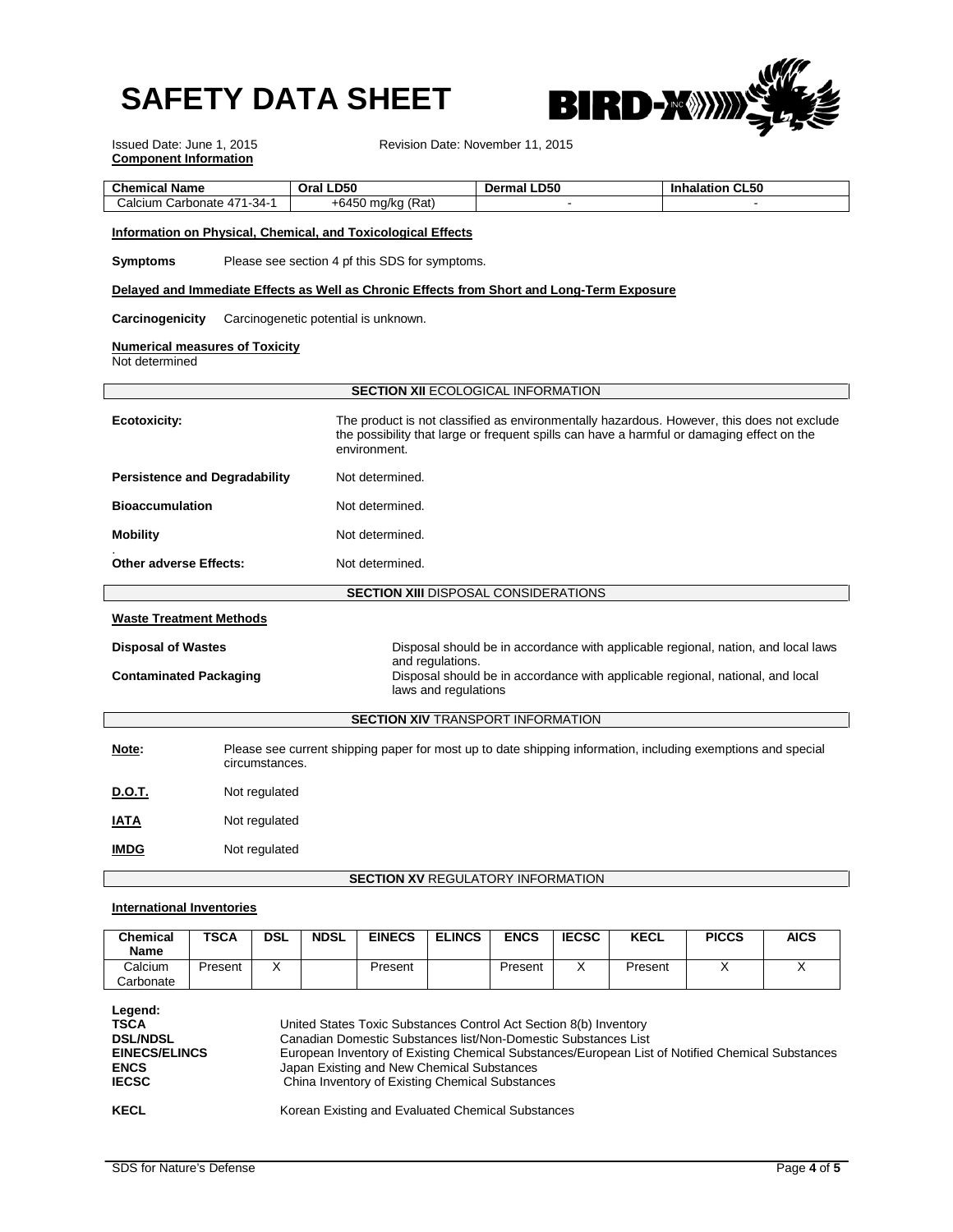# SAFETY DATA SHEET

Issued Date: June 1, 2015 Revision Date: November 11, 2015

**Component Information**

| Chemical Name | Oral LD50 | Dermal LD50 | Inhalation CL50 |
|---|---|---|---|
| Calcium Carbonate 471-34-1 | +6450 mg/kg (Rat) | - | - |

**Information on Physical, Chemical, and Toxicological Effects**

**Symptoms** Please see section 4 pf this SDS for symptoms.

**Delayed and Immediate Effects as Well as Chronic Effects from Short and Long-Term Exposure**

**Carcinogenicity** Carcinogenetic potential is unknown.

**Numerical measures of Toxicity**

Not determined

## SECTION XII ECOLOGICAL INFORMATION

**Ecotoxicity:** The product is not classified as environmentally hazardous. However, this does not exclude the possibility that large or frequent spills can have a harmful or damaging effect on the environment.

**Persistence and Degradability** Not determined.

**Bioaccumulation** Not determined.

**Mobility** Not determined.

**Other adverse Effects:** Not determined.

## SECTION XIII DISPOSAL CONSIDERATIONS

**Waste Treatment Methods**

**Disposal of Wastes** Disposal should be in accordance with applicable regional, nation, and local laws and regulations.

**Contaminated Packaging** Disposal should be in accordance with applicable regional, national, and local laws and regulations

## SECTION XIV TRANSPORT INFORMATION

**Note:** Please see current shipping paper for most up to date shipping information, including exemptions and special circumstances.

**D.O.T.** Not regulated

**IATA** Not regulated

**IMDG** Not regulated

## SECTION XV REGULATORY INFORMATION

**International Inventories**

| Chemical Name | TSCA | DSL | NDSL | EINECS | ELINCS | ENCS | IECSC | KECL | PICCS | AICS |
|---|---|---|---|---|---|---|---|---|---|---|
| Calcium Carbonate | Present | X | | Present | | Present | X | Present | X | X |

**Legend:**

**TSCA** United States Toxic Substances Control Act Section 8(b) Inventory
**DSL/NDSL** Canadian Domestic Substances list/Non-Domestic Substances List
**EINECS/ELINCS** European Inventory of Existing Chemical Substances/European List of Notified Chemical Substances
**ENCS** Japan Existing and New Chemical Substances
**IECSC** China Inventory of Existing Chemical Substances

**KECL** Korean Existing and Evaluated Chemical Substances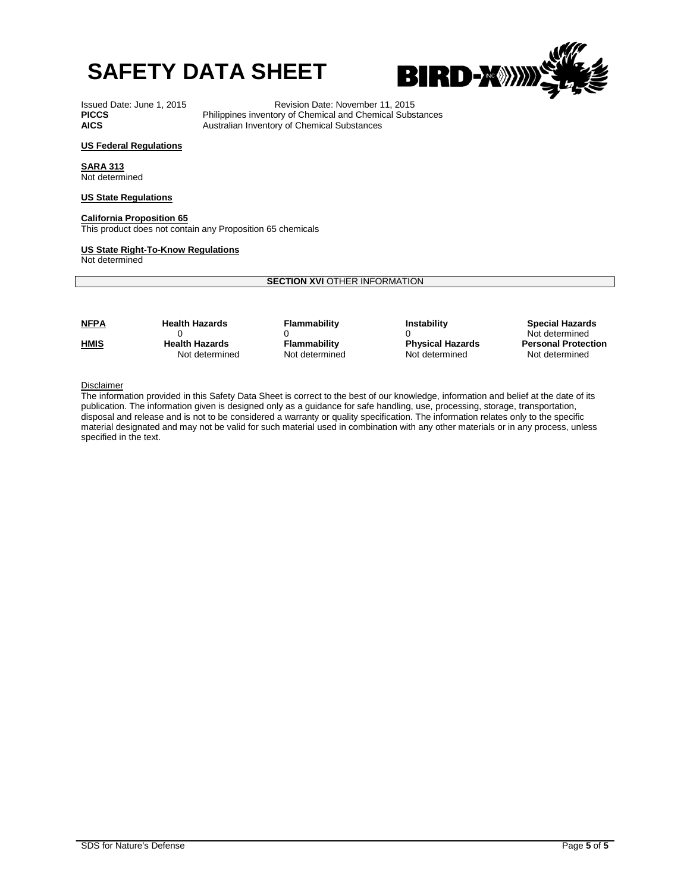# SAFETY DATA SHEET

Issued Date: June 1, 2015 Revision Date: November 11, 2015

| | |
|---|---|
| **PICCS** | Philippines inventory of Chemical and Chemical Substances |
| **AICS** | Australian Inventory of Chemical Substances |

**US Federal Regulations**

**SARA 313**
Not determined

**US State Regulations**

**California Proposition 65**
This product does not contain any Proposition 65 chemicals

**US State Right-To-Know Regulations**
Not determined

## SECTION XVI OTHER INFORMATION

| | | | | |
|---|---|---|---|---|
| **NFPA** | **Health Hazards** | **Flammability** | **Instability** | **Special Hazards** |
| | 0 | 0 | 0 | Not determined |
| **HMIS** | **Health Hazards** | **Flammability** | **Physical Hazards** | **Personal Protection** |
| | Not determined | Not determined | Not determined | Not determined |

Disclaimer

The information provided in this Safety Data Sheet is correct to the best of our knowledge, information and belief at the date of its publication. The information given is designed only as a guidance for safe handling, use, processing, storage, transportation, disposal and release and is not to be considered a warranty or quality specification. The information relates only to the specific material designated and may not be valid for such material used in combination with any other materials or in any process, unless specified in the text.